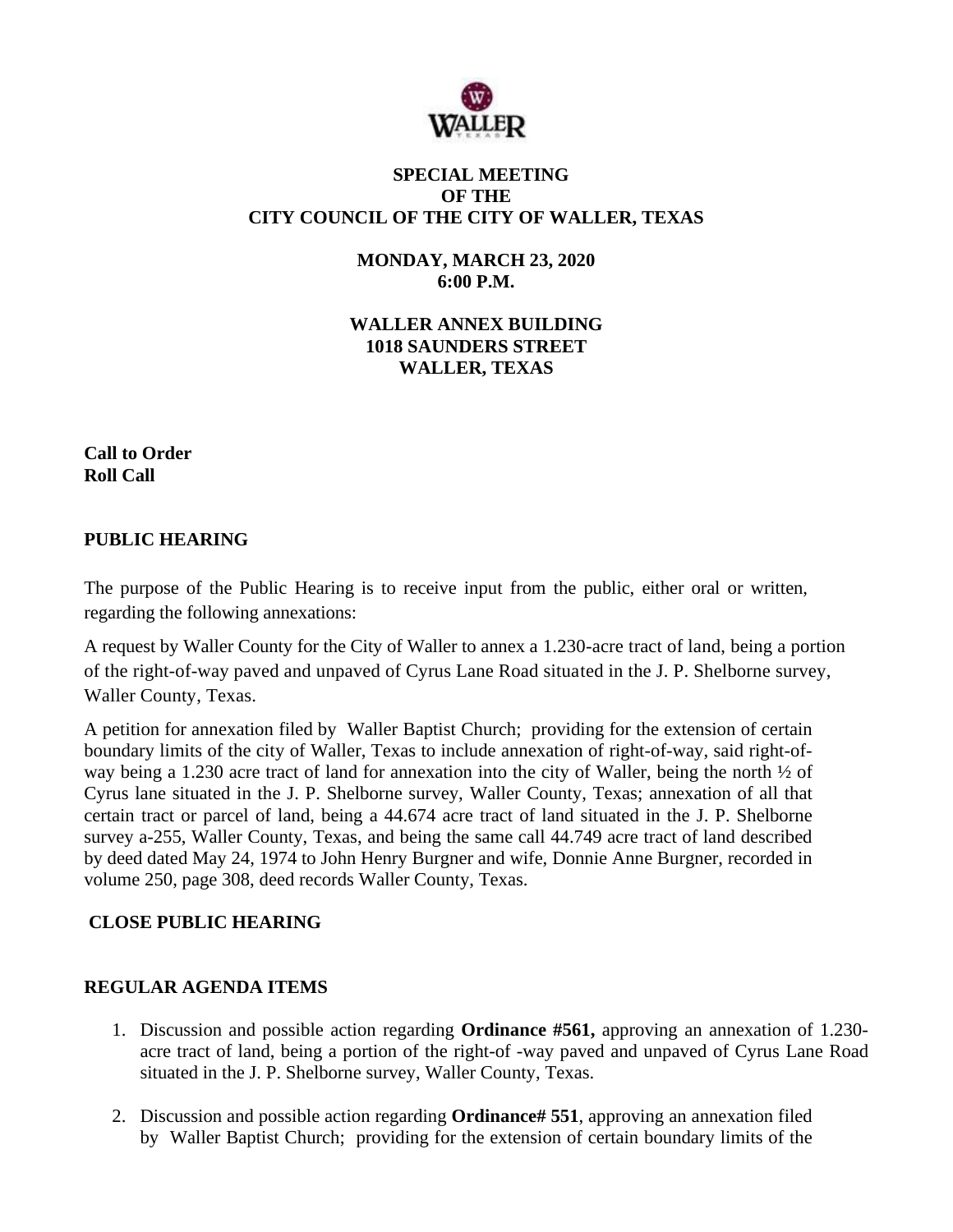# SPECIAL MEETING OF THE CITY COUNCIL OF THE CITY OF WALLER, TEXAS

**MONDAY, MARCH 23, 2020**
**6:00 P.M.**

**WALLER ANNEX BUILDING**
**1018 SAUNDERS STREET**
**WALLER, TEXAS**

**Call to Order**
**Roll Call**

## PUBLIC HEARING

The purpose of the Public Hearing is to receive input from the public, either oral or written, regarding the following annexations:

A request by Waller County for the City of Waller to annex a 1.230-acre tract of land, being a portion of the right-of-way paved and unpaved of Cyrus Lane Road situated in the J. P. Shelborne survey, Waller County, Texas.

A petition for annexation filed by Waller Baptist Church; providing for the extension of certain boundary limits of the city of Waller, Texas to include annexation of right-of-way, said right-of-way being a 1.230 acre tract of land for annexation into the city of Waller, being the north ½ of Cyrus lane situated in the J. P. Shelborne survey, Waller County, Texas; annexation of all that certain tract or parcel of land, being a 44.674 acre tract of land situated in the J. P. Shelborne survey a-255, Waller County, Texas, and being the same call 44.749 acre tract of land described by deed dated May 24, 1974 to John Henry Burgner and wife, Donnie Anne Burgner, recorded in volume 250, page 308, deed records Waller County, Texas.

## CLOSE PUBLIC HEARING

## REGULAR AGENDA ITEMS

1. Discussion and possible action regarding **Ordinance #561,** approving an annexation of 1.230-acre tract of land, being a portion of the right-of -way paved and unpaved of Cyrus Lane Road situated in the J. P. Shelborne survey, Waller County, Texas.

2. Discussion and possible action regarding **Ordinance# 551**, approving an annexation filed by Waller Baptist Church; providing for the extension of certain boundary limits of the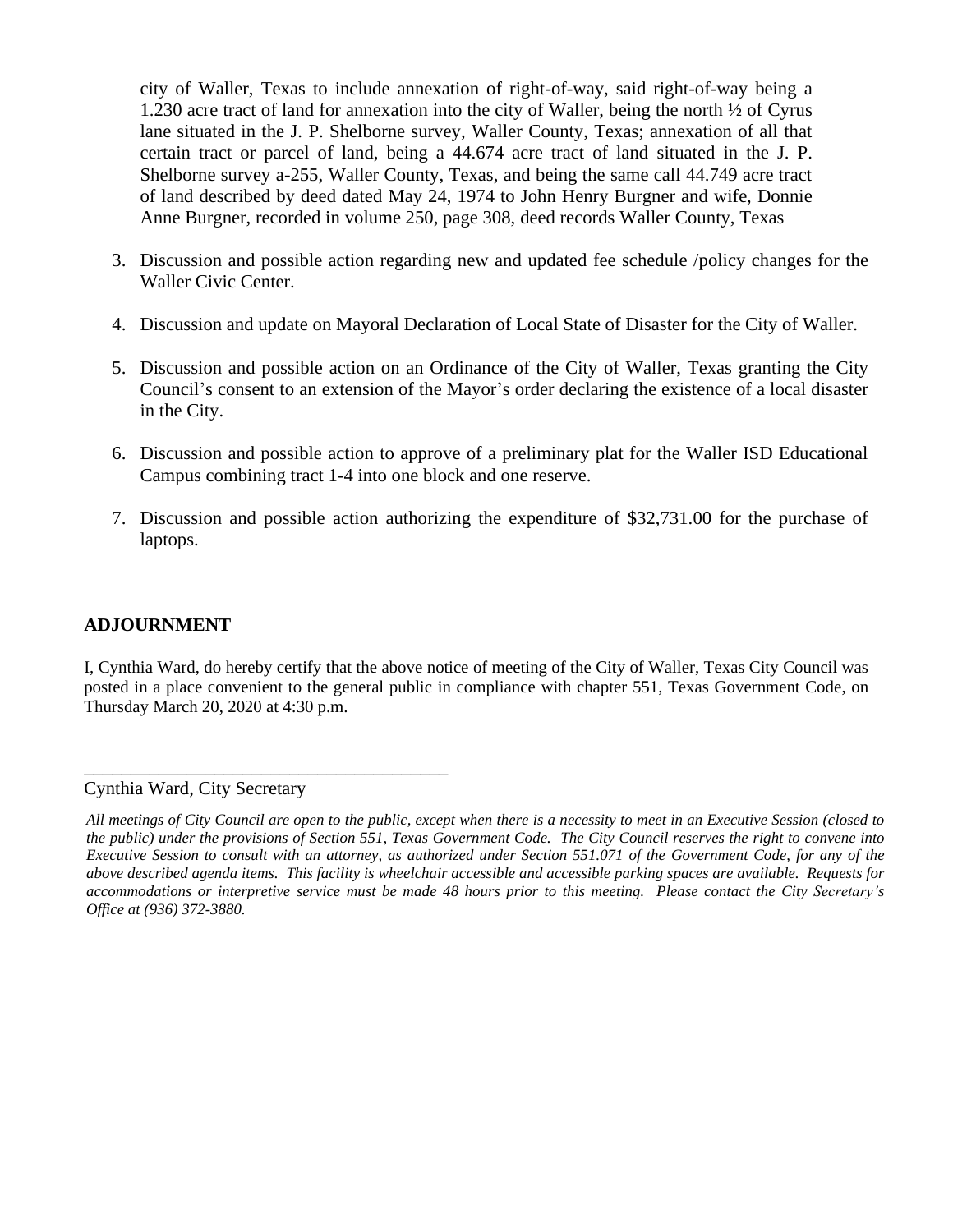city of Waller, Texas to include annexation of right-of-way, said right-of-way being a 1.230 acre tract of land for annexation into the city of Waller, being the north ½ of Cyrus lane situated in the J. P. Shelborne survey, Waller County, Texas; annexation of all that certain tract or parcel of land, being a 44.674 acre tract of land situated in the J. P. Shelborne survey a-255, Waller County, Texas, and being the same call 44.749 acre tract of land described by deed dated May 24, 1974 to John Henry Burgner and wife, Donnie Anne Burgner, recorded in volume 250, page 308, deed records Waller County, Texas

3. Discussion and possible action regarding new and updated fee schedule /policy changes for the Waller Civic Center.

4. Discussion and update on Mayoral Declaration of Local State of Disaster for the City of Waller.

5. Discussion and possible action on an Ordinance of the City of Waller, Texas granting the City Council's consent to an extension of the Mayor's order declaring the existence of a local disaster in the City.

6. Discussion and possible action to approve of a preliminary plat for the Waller ISD Educational Campus combining tract 1-4 into one block and one reserve.

7. Discussion and possible action authorizing the expenditure of $32,731.00 for the purchase of laptops.

**ADJOURNMENT**

I, Cynthia Ward, do hereby certify that the above notice of meeting of the City of Waller, Texas City Council was posted in a place convenient to the general public in compliance with chapter 551, Texas Government Code, on Thursday March 20, 2020 at 4:30 p.m.

\_\_\_\_\_\_\_\_\_\_\_\_\_\_\_\_\_\_\_\_\_\_\_\_\_\_\_\_\_\_\_\_\_\_\_\_\_\_\_\_

Cynthia Ward, City Secretary

*All meetings of City Council are open to the public, except when there is a necessity to meet in an Executive Session (closed to the public) under the provisions of Section 551, Texas Government Code. The City Council reserves the right to convene into Executive Session to consult with an attorney, as authorized under Section 551.071 of the Government Code, for any of the above described agenda items. This facility is wheelchair accessible and accessible parking spaces are available. Requests for accommodations or interpretive service must be made 48 hours prior to this meeting. Please contact the City Secretary's Office at (936) 372-3880.*